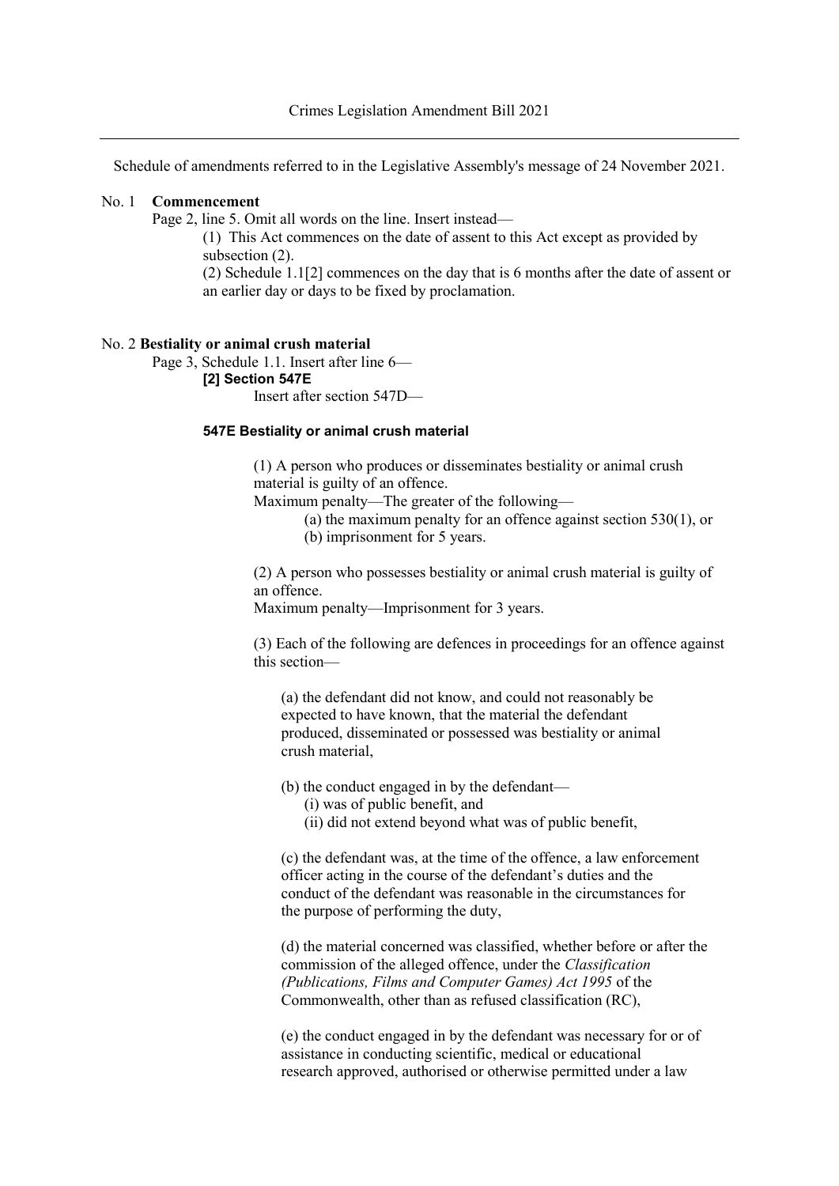Crimes Legislation Amendment Bill 2021

Schedule of amendments referred to in the Legislative Assembly's message of 24 November 2021.

No. 1 **Commencement**

Page 2, line 5. Omit all words on the line. Insert instead—

(1) This Act commences on the date of assent to this Act except as provided by subsection (2).

(2) Schedule 1.1[2] commences on the day that is 6 months after the date of assent or an earlier day or days to be fixed by proclamation.

No. 2 **Bestiality or animal crush material**

Page 3, Schedule 1.1. Insert after line 6—

**[2] Section 547E**

Insert after section 547D—

**547E Bestiality or animal crush material**

(1) A person who produces or disseminates bestiality or animal crush material is guilty of an offence.

Maximum penalty—The greater of the following—

(a) the maximum penalty for an offence against section 530(1), or

(b) imprisonment for 5 years.

(2) A person who possesses bestiality or animal crush material is guilty of an offence.

Maximum penalty—Imprisonment for 3 years.

(3) Each of the following are defences in proceedings for an offence against this section—

(a) the defendant did not know, and could not reasonably be expected to have known, that the material the defendant produced, disseminated or possessed was bestiality or animal crush material,

(b) the conduct engaged in by the defendant—

(i) was of public benefit, and

(ii) did not extend beyond what was of public benefit,

(c) the defendant was, at the time of the offence, a law enforcement officer acting in the course of the defendant's duties and the conduct of the defendant was reasonable in the circumstances for the purpose of performing the duty,

(d) the material concerned was classified, whether before or after the commission of the alleged offence, under the *Classification (Publications, Films and Computer Games) Act 1995* of the Commonwealth, other than as refused classification (RC),

(e) the conduct engaged in by the defendant was necessary for or of assistance in conducting scientific, medical or educational research approved, authorised or otherwise permitted under a law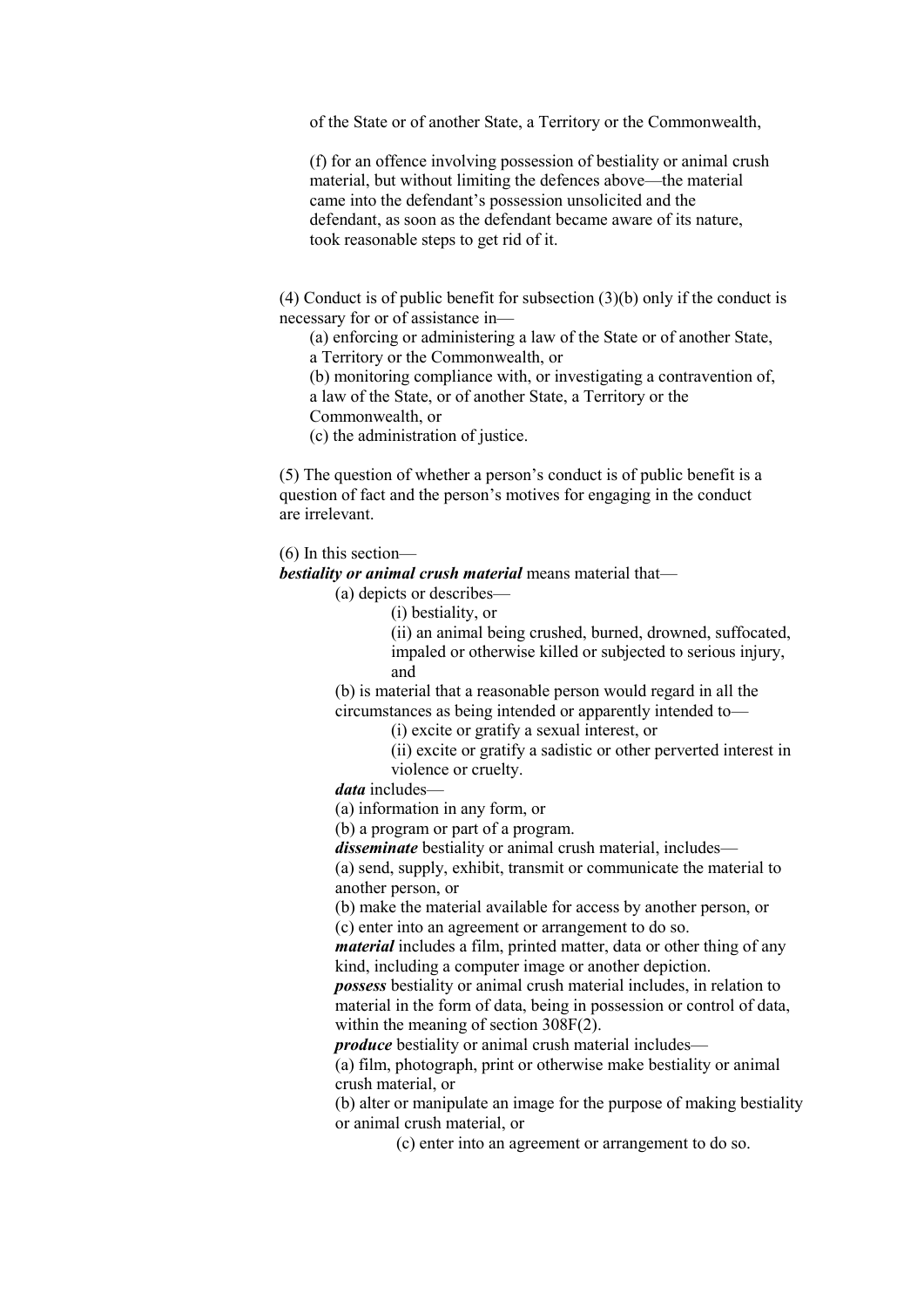of the State or of another State, a Territory or the Commonwealth,

(f) for an offence involving possession of bestiality or animal crush material, but without limiting the defences above—the material came into the defendant's possession unsolicited and the defendant, as soon as the defendant became aware of its nature, took reasonable steps to get rid of it.

(4) Conduct is of public benefit for subsection (3)(b) only if the conduct is necessary for or of assistance in—

(a) enforcing or administering a law of the State or of another State, a Territory or the Commonwealth, or
(b) monitoring compliance with, or investigating a contravention of, a law of the State, or of another State, a Territory or the Commonwealth, or
(c) the administration of justice.

(5) The question of whether a person's conduct is of public benefit is a question of fact and the person's motives for engaging in the conduct are irrelevant.

(6) In this section—

***bestiality or animal crush material*** means material that—

(a) depicts or describes—
(i) bestiality, or
(ii) an animal being crushed, burned, drowned, suffocated, impaled or otherwise killed or subjected to serious injury, and

(b) is material that a reasonable person would regard in all the circumstances as being intended or apparently intended to—
(i) excite or gratify a sexual interest, or
(ii) excite or gratify a sadistic or other perverted interest in violence or cruelty.

***data*** includes—

(a) information in any form, or
(b) a program or part of a program.

***disseminate*** bestiality or animal crush material, includes—

(a) send, supply, exhibit, transmit or communicate the material to another person, or
(b) make the material available for access by another person, or
(c) enter into an agreement or arrangement to do so.

***material*** includes a film, printed matter, data or other thing of any kind, including a computer image or another depiction.

***possess*** bestiality or animal crush material includes, in relation to material in the form of data, being in possession or control of data, within the meaning of section 308F(2).

***produce*** bestiality or animal crush material includes—

(a) film, photograph, print or otherwise make bestiality or animal crush material, or
(b) alter or manipulate an image for the purpose of making bestiality or animal crush material, or
(c) enter into an agreement or arrangement to do so.